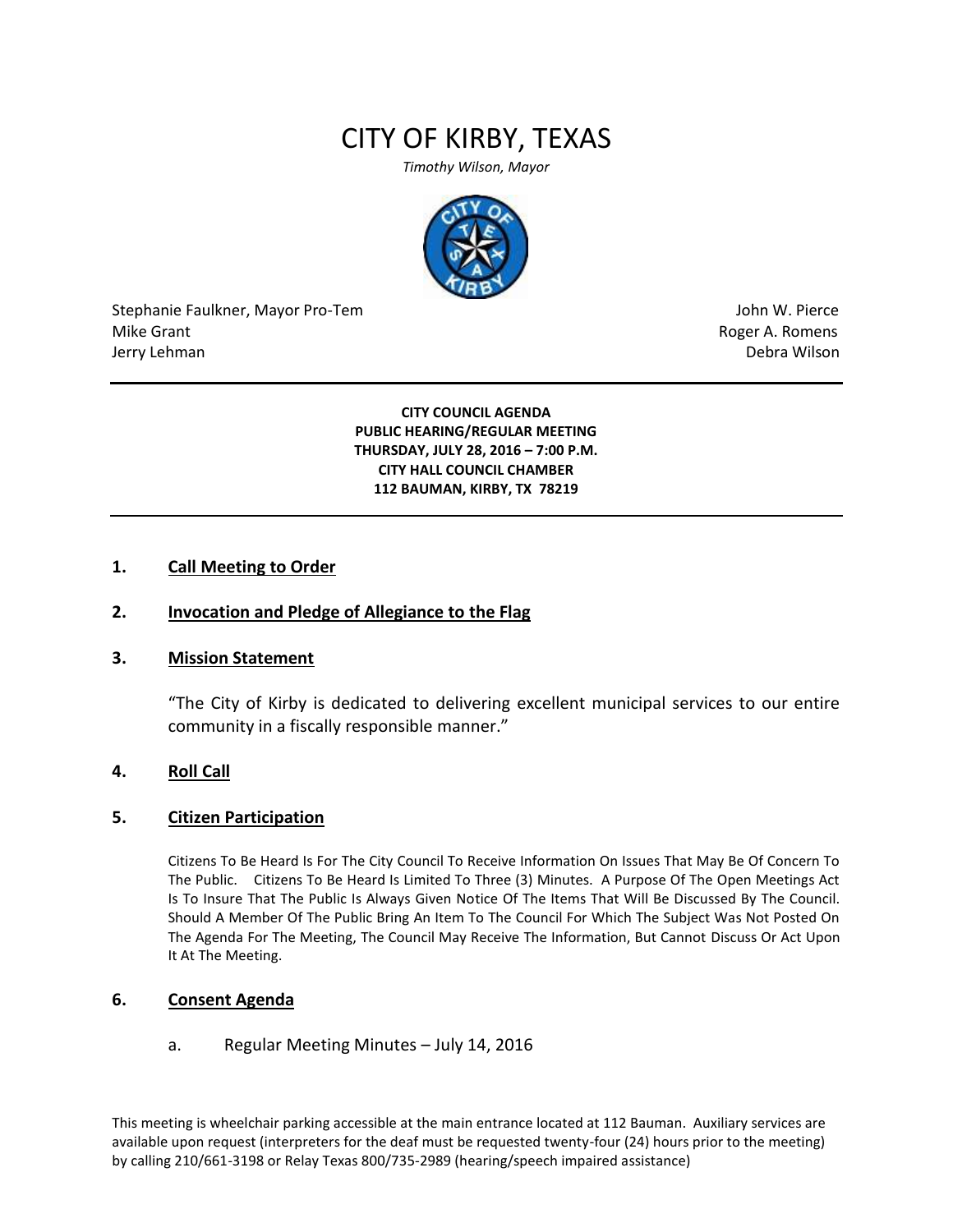# CITY OF KIRBY, TEXAS

*Timothy Wilson, Mayor*

Stephanie Faulkner, Mayor Pro-Tem
Mike Grant
Jerry Lehman

John W. Pierce
Roger A. Romens
Debra Wilson

---

**CITY COUNCIL AGENDA**
**PUBLIC HEARING/REGULAR MEETING**
**THURSDAY, JULY 28, 2016 – 7:00 P.M.**
**CITY HALL COUNCIL CHAMBER**
**112 BAUMAN, KIRBY, TX 78219**

---

## 1. Call Meeting to Order

## 2. Invocation and Pledge of Allegiance to the Flag

## 3. Mission Statement

"The City of Kirby is dedicated to delivering excellent municipal services to our entire community in a fiscally responsible manner."

## 4. Roll Call

## 5. Citizen Participation

Citizens To Be Heard Is For The City Council To Receive Information On Issues That May Be Of Concern To The Public. Citizens To Be Heard Is Limited To Three (3) Minutes. A Purpose Of The Open Meetings Act Is To Insure That The Public Is Always Given Notice Of The Items That Will Be Discussed By The Council. Should A Member Of The Public Bring An Item To The Council For Which The Subject Was Not Posted On The Agenda For The Meeting, The Council May Receive The Information, But Cannot Discuss Or Act Upon It At The Meeting.

## 6. Consent Agenda

a. Regular Meeting Minutes – July 14, 2016

This meeting is wheelchair parking accessible at the main entrance located at 112 Bauman. Auxiliary services are available upon request (interpreters for the deaf must be requested twenty-four (24) hours prior to the meeting) by calling 210/661-3198 or Relay Texas 800/735-2989 (hearing/speech impaired assistance)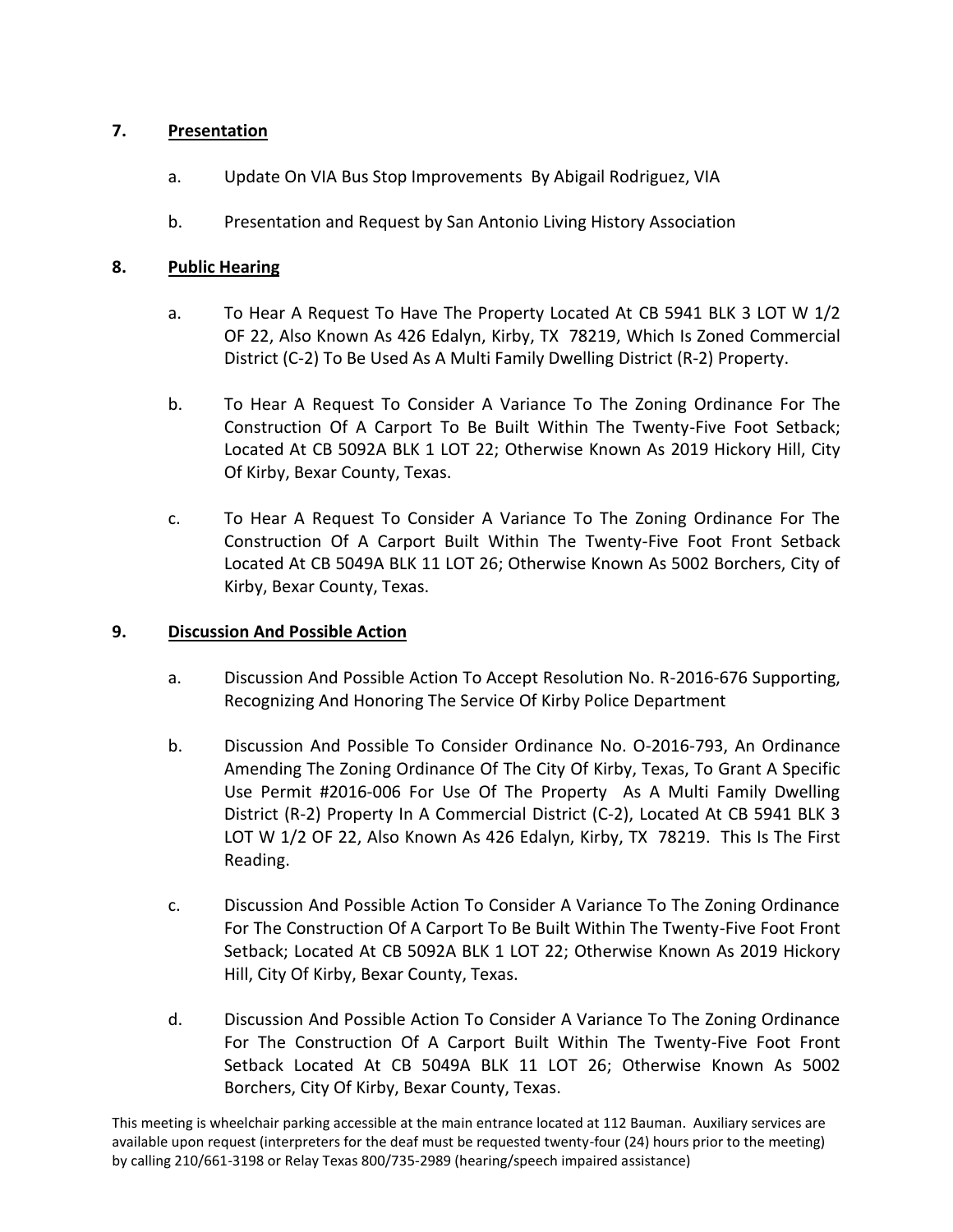## 7. Presentation

a. Update On VIA Bus Stop Improvements By Abigail Rodriguez, VIA

b. Presentation and Request by San Antonio Living History Association

## 8. Public Hearing

a. To Hear A Request To Have The Property Located At CB 5941 BLK 3 LOT W 1/2 OF 22, Also Known As 426 Edalyn, Kirby, TX 78219, Which Is Zoned Commercial District (C-2) To Be Used As A Multi Family Dwelling District (R-2) Property.

b. To Hear A Request To Consider A Variance To The Zoning Ordinance For The Construction Of A Carport To Be Built Within The Twenty-Five Foot Setback; Located At CB 5092A BLK 1 LOT 22; Otherwise Known As 2019 Hickory Hill, City Of Kirby, Bexar County, Texas.

c. To Hear A Request To Consider A Variance To The Zoning Ordinance For The Construction Of A Carport Built Within The Twenty-Five Foot Front Setback Located At CB 5049A BLK 11 LOT 26; Otherwise Known As 5002 Borchers, City of Kirby, Bexar County, Texas.

## 9. Discussion And Possible Action

a. Discussion And Possible Action To Accept Resolution No. R-2016-676 Supporting, Recognizing And Honoring The Service Of Kirby Police Department

b. Discussion And Possible To Consider Ordinance No. O-2016-793, An Ordinance Amending The Zoning Ordinance Of The City Of Kirby, Texas, To Grant A Specific Use Permit #2016-006 For Use Of The Property As A Multi Family Dwelling District (R-2) Property In A Commercial District (C-2), Located At CB 5941 BLK 3 LOT W 1/2 OF 22, Also Known As 426 Edalyn, Kirby, TX 78219. This Is The First Reading.

c. Discussion And Possible Action To Consider A Variance To The Zoning Ordinance For The Construction Of A Carport To Be Built Within The Twenty-Five Foot Front Setback; Located At CB 5092A BLK 1 LOT 22; Otherwise Known As 2019 Hickory Hill, City Of Kirby, Bexar County, Texas.

d. Discussion And Possible Action To Consider A Variance To The Zoning Ordinance For The Construction Of A Carport Built Within The Twenty-Five Foot Front Setback Located At CB 5049A BLK 11 LOT 26; Otherwise Known As 5002 Borchers, City Of Kirby, Bexar County, Texas.

This meeting is wheelchair parking accessible at the main entrance located at 112 Bauman. Auxiliary services are available upon request (interpreters for the deaf must be requested twenty-four (24) hours prior to the meeting) by calling 210/661-3198 or Relay Texas 800/735-2989 (hearing/speech impaired assistance)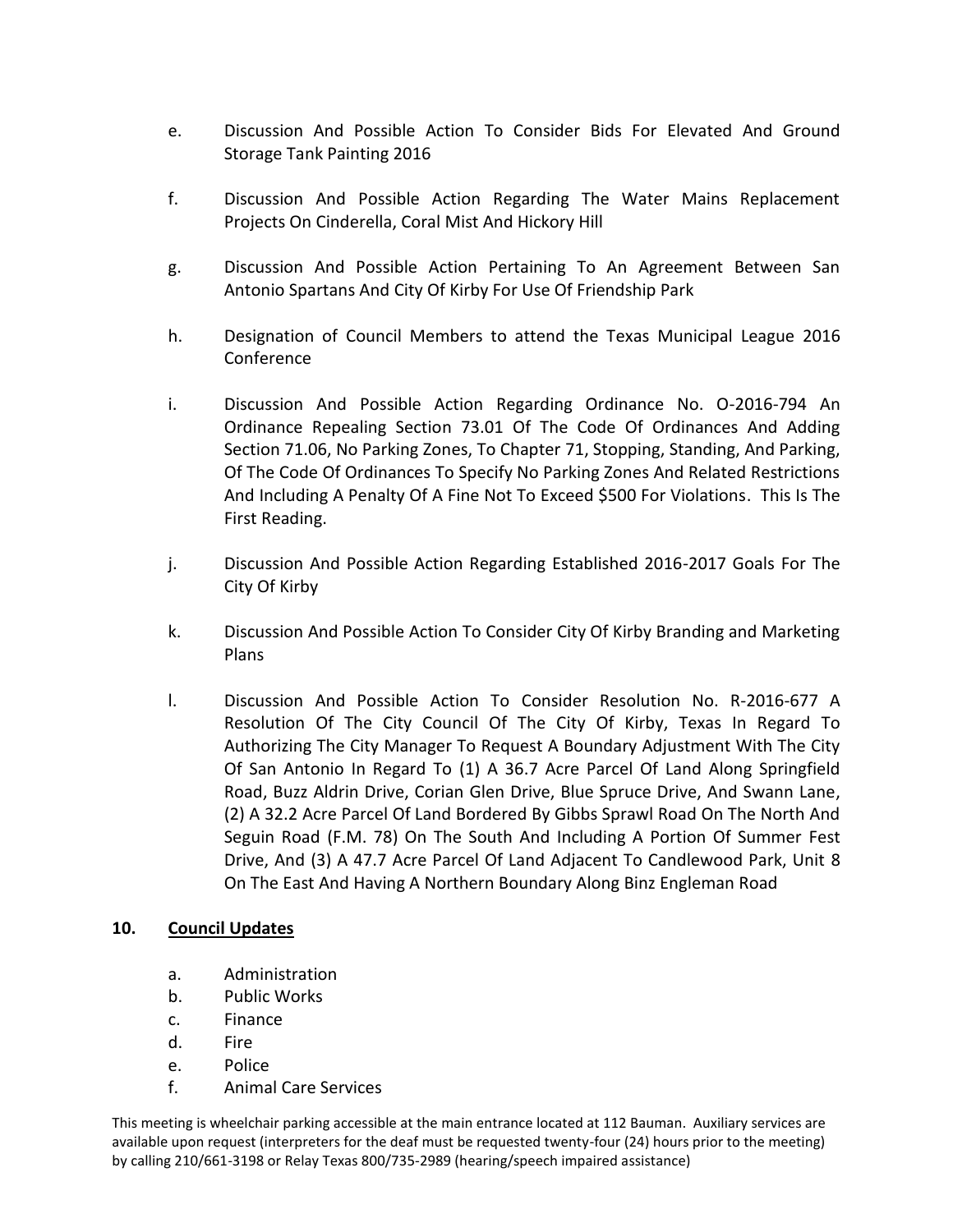e. Discussion And Possible Action To Consider Bids For Elevated And Ground Storage Tank Painting 2016

f. Discussion And Possible Action Regarding The Water Mains Replacement Projects On Cinderella, Coral Mist And Hickory Hill

g. Discussion And Possible Action Pertaining To An Agreement Between San Antonio Spartans And City Of Kirby For Use Of Friendship Park

h. Designation of Council Members to attend the Texas Municipal League 2016 Conference

i. Discussion And Possible Action Regarding Ordinance No. O-2016-794 An Ordinance Repealing Section 73.01 Of The Code Of Ordinances And Adding Section 71.06, No Parking Zones, To Chapter 71, Stopping, Standing, And Parking, Of The Code Of Ordinances To Specify No Parking Zones And Related Restrictions And Including A Penalty Of A Fine Not To Exceed $500 For Violations. This Is The First Reading.

j. Discussion And Possible Action Regarding Established 2016-2017 Goals For The City Of Kirby

k. Discussion And Possible Action To Consider City Of Kirby Branding and Marketing Plans

l. Discussion And Possible Action To Consider Resolution No. R-2016-677 A Resolution Of The City Council Of The City Of Kirby, Texas In Regard To Authorizing The City Manager To Request A Boundary Adjustment With The City Of San Antonio In Regard To (1) A 36.7 Acre Parcel Of Land Along Springfield Road, Buzz Aldrin Drive, Corian Glen Drive, Blue Spruce Drive, And Swann Lane, (2) A 32.2 Acre Parcel Of Land Bordered By Gibbs Sprawl Road On The North And Seguin Road (F.M. 78) On The South And Including A Portion Of Summer Fest Drive, And (3) A 47.7 Acre Parcel Of Land Adjacent To Candlewood Park, Unit 8 On The East And Having A Northern Boundary Along Binz Engleman Road

**10. Council Updates**

a. Administration
b. Public Works
c. Finance
d. Fire
e. Police
f. Animal Care Services

This meeting is wheelchair parking accessible at the main entrance located at 112 Bauman. Auxiliary services are available upon request (interpreters for the deaf must be requested twenty-four (24) hours prior to the meeting) by calling 210/661-3198 or Relay Texas 800/735-2989 (hearing/speech impaired assistance)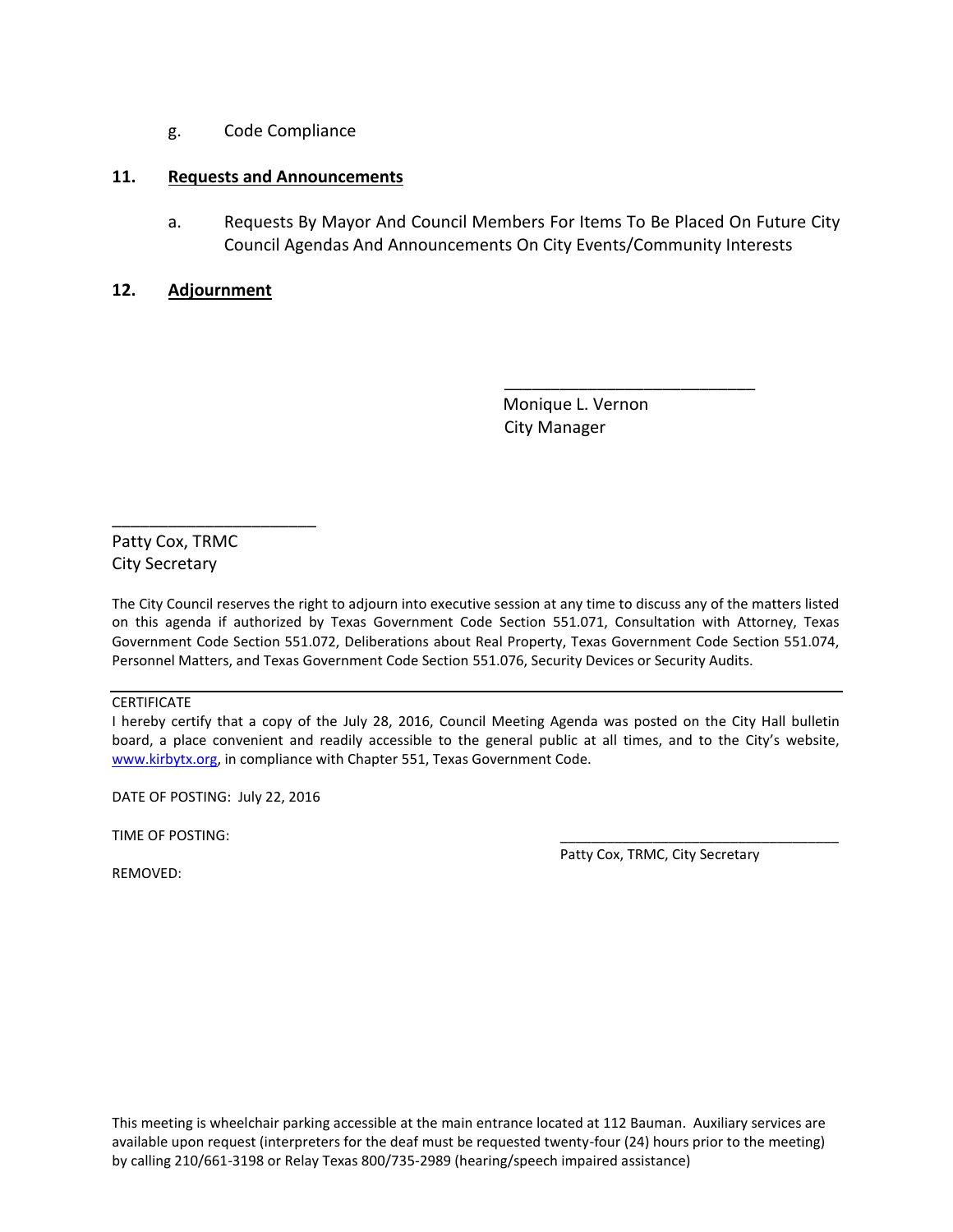g. Code Compliance

**11. Requests and Announcements**

a. Requests By Mayor And Council Members For Items To Be Placed On Future City Council Agendas And Announcements On City Events/Community Interests

**12. Adjournment**

\_\_\_\_\_\_\_\_\_\_\_\_\_\_\_\_\_\_\_\_\_\_\_\_\_\_\_\_
Monique L. Vernon
City Manager

\_\_\_\_\_\_\_\_\_\_\_\_\_\_\_\_\_\_\_\_\_\_\_
Patty Cox, TRMC
City Secretary

The City Council reserves the right to adjourn into executive session at any time to discuss any of the matters listed on this agenda if authorized by Texas Government Code Section 551.071, Consultation with Attorney, Texas Government Code Section 551.072, Deliberations about Real Property, Texas Government Code Section 551.074, Personnel Matters, and Texas Government Code Section 551.076, Security Devices or Security Audits.

---

CERTIFICATE
I hereby certify that a copy of the July 28, 2016, Council Meeting Agenda was posted on the City Hall bulletin board, a place convenient and readily accessible to the general public at all times, and to the City's website, www.kirbytx.org, in compliance with Chapter 551, Texas Government Code.

DATE OF POSTING: July 22, 2016

TIME OF POSTING:

\_\_\_\_\_\_\_\_\_\_\_\_\_\_\_\_\_\_\_\_\_\_\_\_\_\_\_\_\_\_\_\_\_\_\_
Patty Cox, TRMC, City Secretary

REMOVED:

This meeting is wheelchair parking accessible at the main entrance located at 112 Bauman. Auxiliary services are available upon request (interpreters for the deaf must be requested twenty-four (24) hours prior to the meeting) by calling 210/661-3198 or Relay Texas 800/735-2989 (hearing/speech impaired assistance)